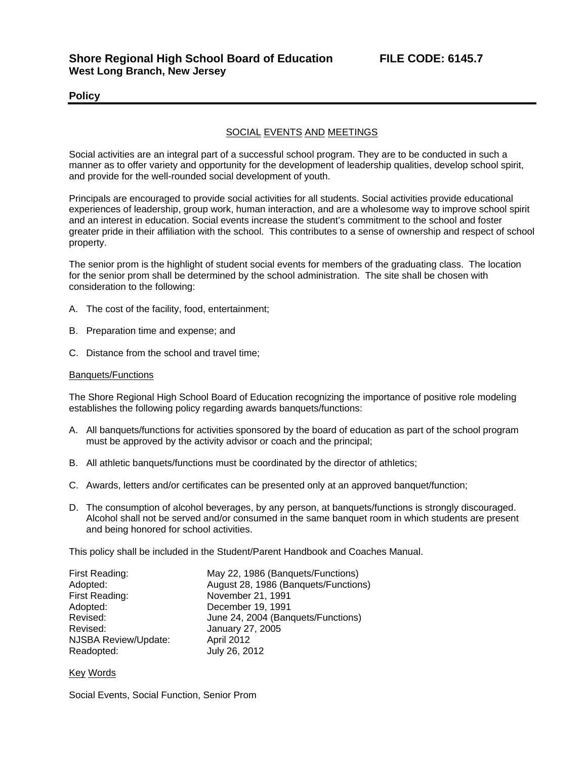**Shore Regional High School Board of Education FILE CODE: 6145.7**
**West Long Branch, New Jersey**

**Policy**

---

## SOCIAL EVENTS AND MEETINGS

Social activities are an integral part of a successful school program. They are to be conducted in such a manner as to offer variety and opportunity for the development of leadership qualities, develop school spirit, and provide for the well-rounded social development of youth.

Principals are encouraged to provide social activities for all students. Social activities provide educational experiences of leadership, group work, human interaction, and are a wholesome way to improve school spirit and an interest in education. Social events increase the student's commitment to the school and foster greater pride in their affiliation with the school. This contributes to a sense of ownership and respect of school property.

The senior prom is the highlight of student social events for members of the graduating class. The location for the senior prom shall be determined by the school administration. The site shall be chosen with consideration to the following:

A. The cost of the facility, food, entertainment;

B. Preparation time and expense; and

C. Distance from the school and travel time;

### Banquets/Functions

The Shore Regional High School Board of Education recognizing the importance of positive role modeling establishes the following policy regarding awards banquets/functions:

A. All banquets/functions for activities sponsored by the board of education as part of the school program must be approved by the activity advisor or coach and the principal;

B. All athletic banquets/functions must be coordinated by the director of athletics;

C. Awards, letters and/or certificates can be presented only at an approved banquet/function;

D. The consumption of alcohol beverages, by any person, at banquets/functions is strongly discouraged. Alcohol shall not be served and/or consumed in the same banquet room in which students are present and being honored for school activities.

This policy shall be included in the Student/Parent Handbook and Coaches Manual.

| | |
|---|---|
| First Reading: | May 22, 1986 (Banquets/Functions) |
| Adopted: | August 28, 1986 (Banquets/Functions) |
| First Reading: | November 21, 1991 |
| Adopted: | December 19, 1991 |
| Revised: | June 24, 2004 (Banquets/Functions) |
| Revised: | January 27, 2005 |
| NJSBA Review/Update: | April 2012 |
| Readopted: | July 26, 2012 |

### Key Words

Social Events, Social Function, Senior Prom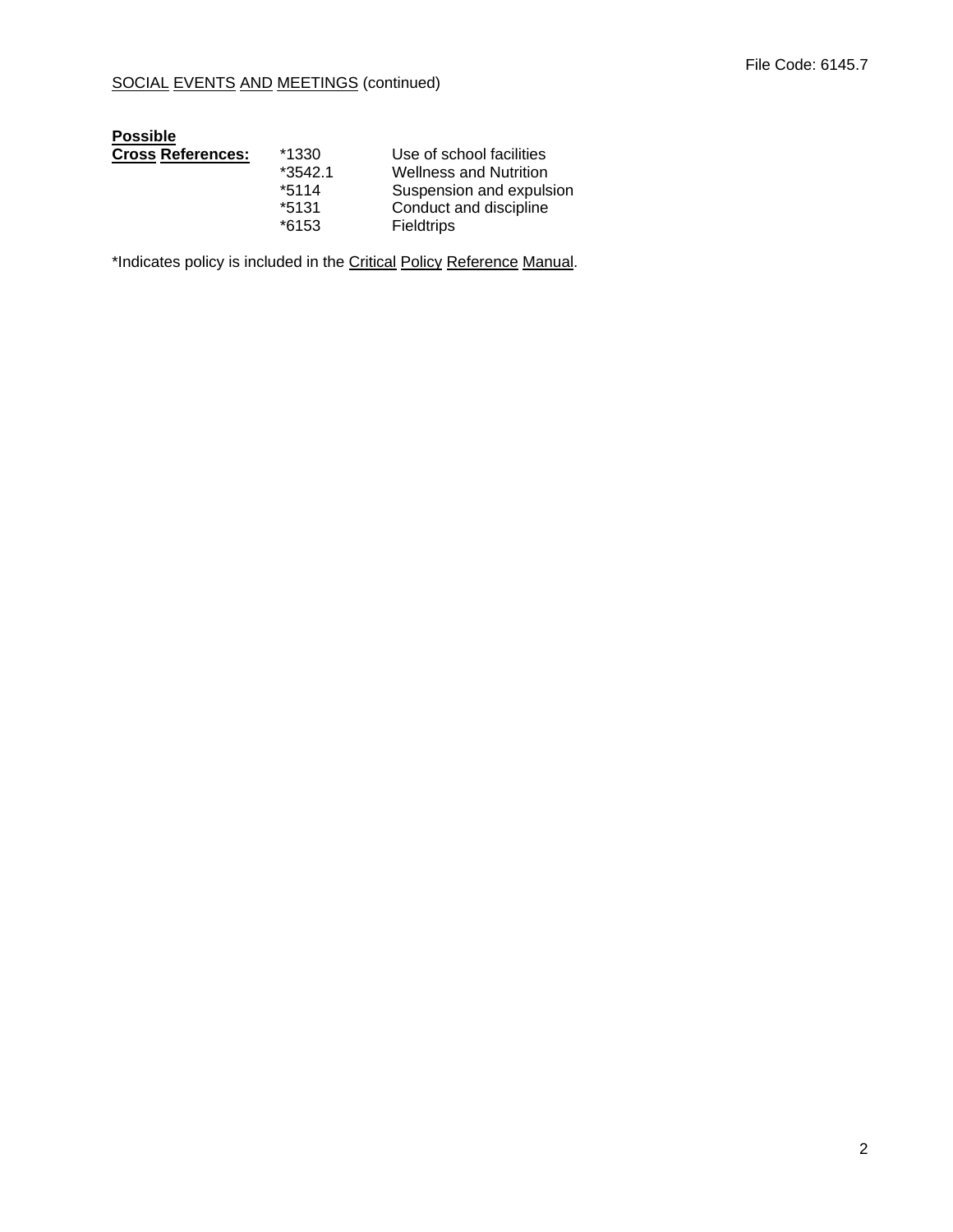SOCIAL EVENTS AND MEETINGS (continued)

**Possible Cross References:**

| | | |
|---|---|---|
| | *1330 | Use of school facilities |
| | *3542.1 | Wellness and Nutrition |
| | *5114 | Suspension and expulsion |
| | *5131 | Conduct and discipline |
| | *6153 | Fieldtrips |

*Indicates policy is included in the Critical Policy Reference Manual.